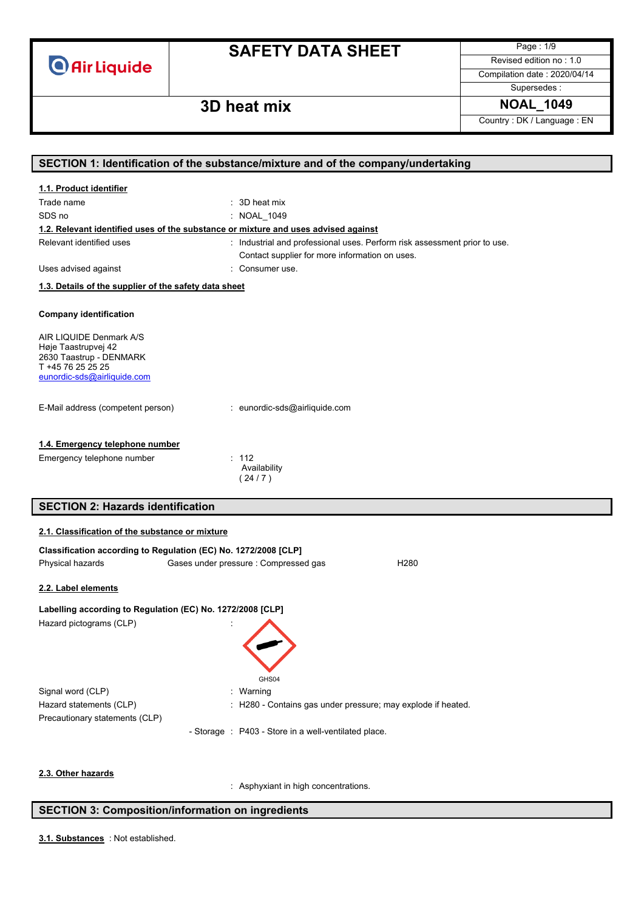# SAFETY DATA SHEET

Air Liquide

Revised edition no : 1.0
Compilation date : 2020/04/14
Supersedes :

## 3D heat mix

**NOAL_1049**

Country : DK / Language : EN

## SECTION 1: Identification of the substance/mixture and of the company/undertaking

**1.1. Product identifier**

| | |
|---|---|
| Trade name | : 3D heat mix |
| SDS no | : NOAL_1049 |

**1.2. Relevant identified uses of the substance or mixture and uses advised against**

| | |
|---|---|
| Relevant identified uses | : Industrial and professional uses. Perform risk assessment prior to use. Contact supplier for more information on uses. |
| Uses advised against | : Consumer use. |

**1.3. Details of the supplier of the safety data sheet**

**Company identification**

AIR LIQUIDE Denmark A/S
Høje Taastrupvej 42
2630 Taastrup - DENMARK
T +45 76 25 25 25
eunordic-sds@airliquide.com

E-Mail address (competent person) : eunordic-sds@airliquide.com

**1.4. Emergency telephone number**

Emergency telephone number : 112
Availability
( 24 / 7 )

## SECTION 2: Hazards identification

**2.1. Classification of the substance or mixture**

**Classification according to Regulation (EC) No. 1272/2008 [CLP]**

| | | |
|---|---|---|
| Physical hazards | Gases under pressure : Compressed gas | H280 |

**2.2. Label elements**

**Labelling according to Regulation (EC) No. 1272/2008 [CLP]**

Hazard pictograms (CLP) :

GHS04

| | |
|---|---|
| Signal word (CLP) | : Warning |
| Hazard statements (CLP) | : H280 - Contains gas under pressure; may explode if heated. |
| Precautionary statements (CLP) | |
| - Storage | : P403 - Store in a well-ventilated place. |

**2.3. Other hazards**

: Asphyxiant in high concentrations.

## SECTION 3: Composition/information on ingredients

**3.1. Substances** : Not established.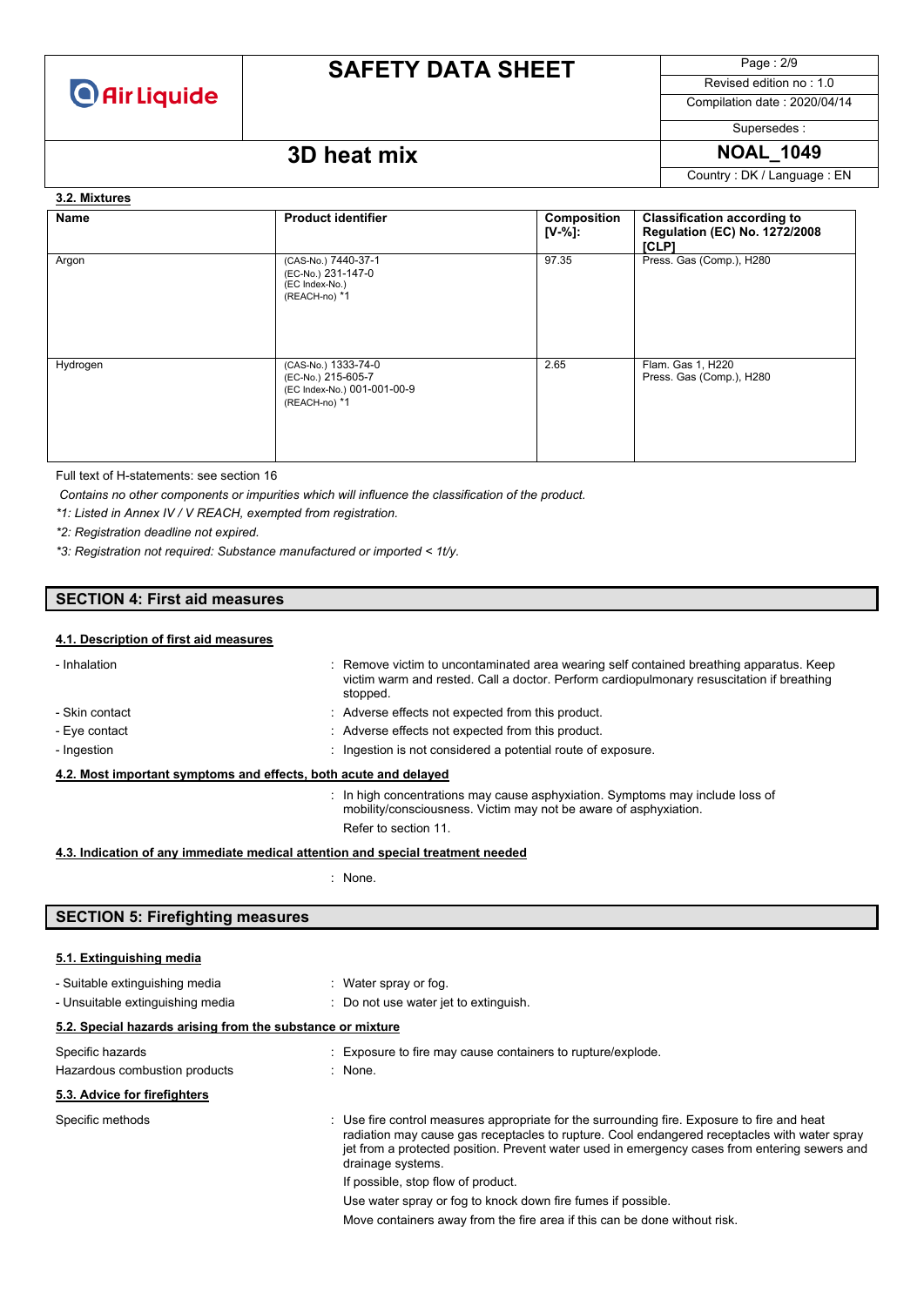### 3.2. Mixtures

| Name | Product identifier | Composition [V-%]: | Classification according to Regulation (EC) No. 1272/2008 [CLP] |
|---|---|---|---|
| Argon | (CAS-No.) 7440-37-1<br>(EC-No.) 231-147-0<br>(EC Index-No.)<br>(REACH-no) *1 | 97.35 | Press. Gas (Comp.), H280 |
| Hydrogen | (CAS-No.) 1333-74-0<br>(EC-No.) 215-605-7<br>(EC Index-No.) 001-001-00-9<br>(REACH-no) *1 | 2.65 | Flam. Gas 1, H220<br>Press. Gas (Comp.), H280 |

Full text of H-statements: see section 16

*Contains no other components or impurities which will influence the classification of the product.*

*\*1: Listed in Annex IV / V REACH, exempted from registration.*

*\*2: Registration deadline not expired.*

*\*3: Registration not required: Substance manufactured or imported < 1t/y.*

## SECTION 4: First aid measures

### 4.1. Description of first aid measures

- Inhalation : Remove victim to uncontaminated area wearing self contained breathing apparatus. Keep victim warm and rested. Call a doctor. Perform cardiopulmonary resuscitation if breathing stopped.
- Skin contact : Adverse effects not expected from this product.
- Eye contact : Adverse effects not expected from this product.
- Ingestion : Ingestion is not considered a potential route of exposure.

### 4.2. Most important symptoms and effects, both acute and delayed

: In high concentrations may cause asphyxiation. Symptoms may include loss of mobility/consciousness. Victim may not be aware of asphyxiation.

Refer to section 11.

### 4.3. Indication of any immediate medical attention and special treatment needed

: None.

## SECTION 5: Firefighting measures

### 5.1. Extinguishing media

- Suitable extinguishing media : Water spray or fog.
- Unsuitable extinguishing media : Do not use water jet to extinguish.

### 5.2. Special hazards arising from the substance or mixture

Specific hazards : Exposure to fire may cause containers to rupture/explode.

Hazardous combustion products : None.

### 5.3. Advice for firefighters

Specific methods : Use fire control measures appropriate for the surrounding fire. Exposure to fire and heat radiation may cause gas receptacles to rupture. Cool endangered receptacles with water spray jet from a protected position. Prevent water used in emergency cases from entering sewers and drainage systems.

If possible, stop flow of product.

Use water spray or fog to knock down fire fumes if possible.

Move containers away from the fire area if this can be done without risk.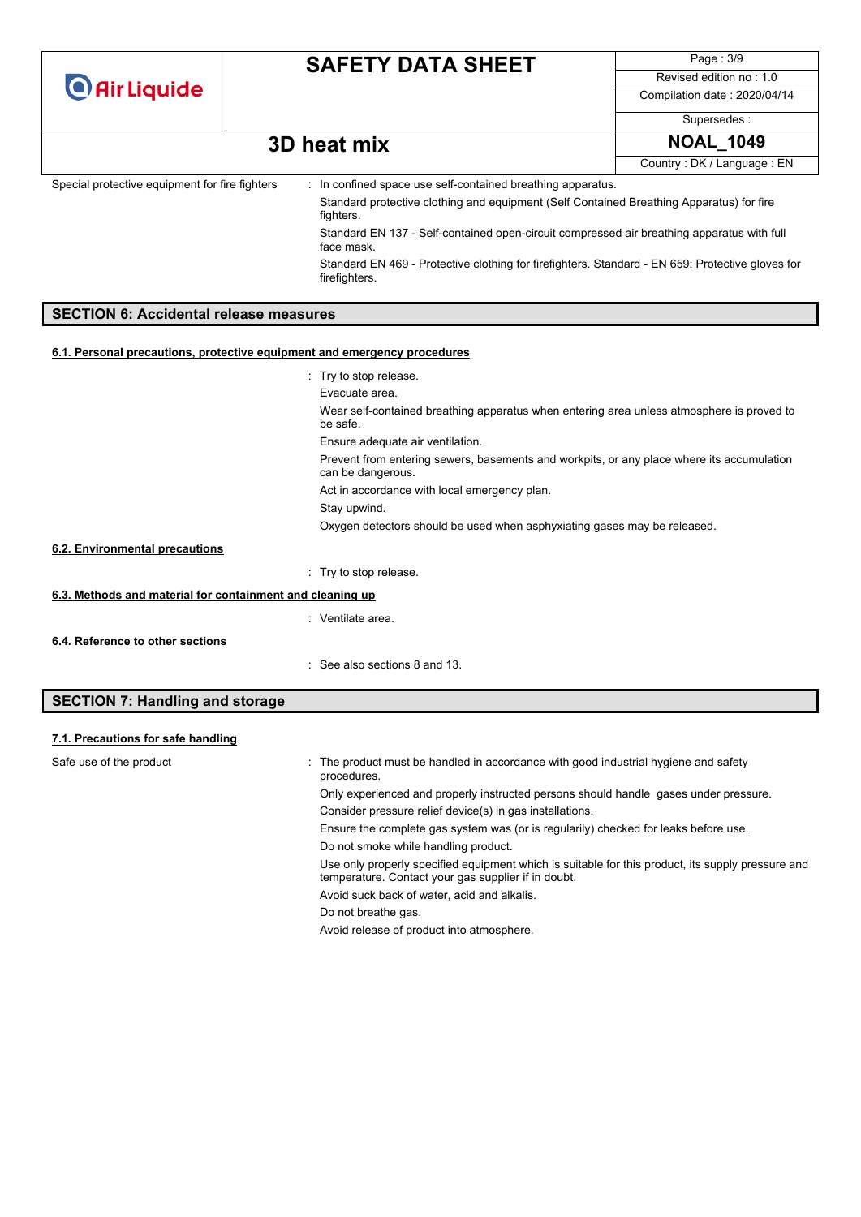Special protective equipment for fire fighters : In confined space use self-contained breathing apparatus.

Standard protective clothing and equipment (Self Contained Breathing Apparatus) for fire fighters.

Standard EN 137 - Self-contained open-circuit compressed air breathing apparatus with full face mask.

Standard EN 469 - Protective clothing for firefighters. Standard - EN 659: Protective gloves for firefighters.

## SECTION 6: Accidental release measures

### 6.1. Personal precautions, protective equipment and emergency procedures

: Try to stop release.

Evacuate area.

Wear self-contained breathing apparatus when entering area unless atmosphere is proved to be safe.

Ensure adequate air ventilation.

Prevent from entering sewers, basements and workpits, or any place where its accumulation can be dangerous.

Act in accordance with local emergency plan.

Stay upwind.

Oxygen detectors should be used when asphyxiating gases may be released.

### 6.2. Environmental precautions

: Try to stop release.

### 6.3. Methods and material for containment and cleaning up

: Ventilate area.

### 6.4. Reference to other sections

: See also sections 8 and 13.

## SECTION 7: Handling and storage

### 7.1. Precautions for safe handling

Safe use of the product : The product must be handled in accordance with good industrial hygiene and safety procedures.

Only experienced and properly instructed persons should handle gases under pressure.

Consider pressure relief device(s) in gas installations.

Ensure the complete gas system was (or is regularily) checked for leaks before use.

Do not smoke while handling product.

Use only properly specified equipment which is suitable for this product, its supply pressure and temperature. Contact your gas supplier if in doubt.

Avoid suck back of water, acid and alkalis.

Do not breathe gas.

Avoid release of product into atmosphere.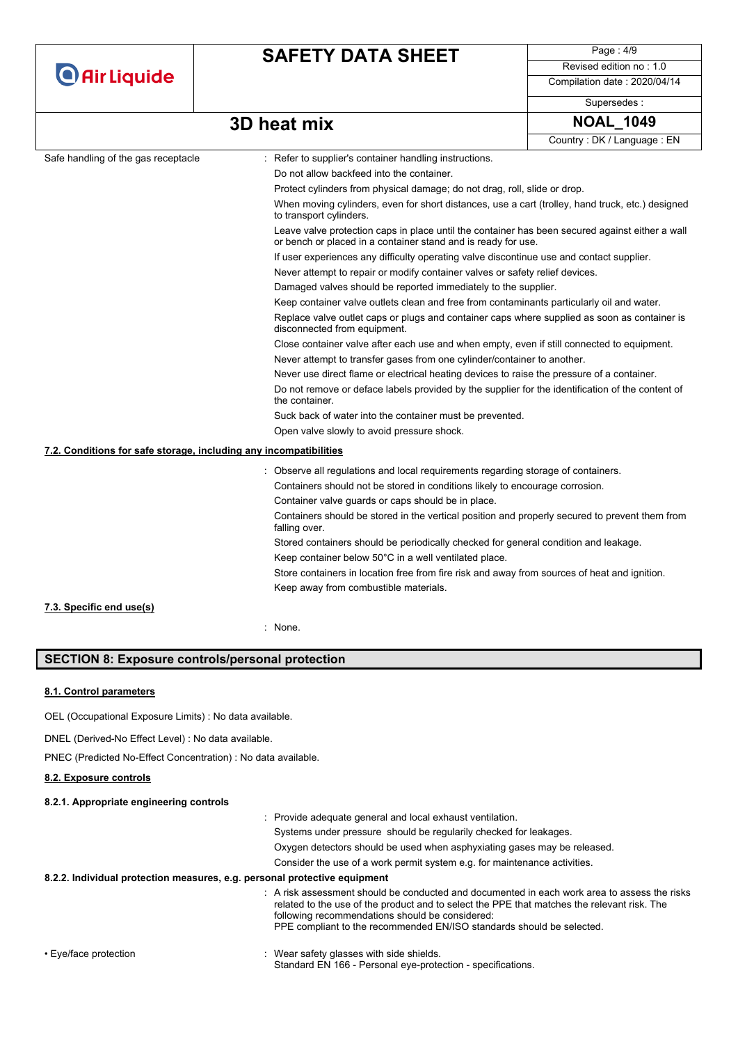Safe handling of the gas receptacle : Refer to supplier's container handling instructions.

Do not allow backfeed into the container.

Protect cylinders from physical damage; do not drag, roll, slide or drop.

When moving cylinders, even for short distances, use a cart (trolley, hand truck, etc.) designed to transport cylinders.

Leave valve protection caps in place until the container has been secured against either a wall or bench or placed in a container stand and is ready for use.

If user experiences any difficulty operating valve discontinue use and contact supplier.

Never attempt to repair or modify container valves or safety relief devices.

Damaged valves should be reported immediately to the supplier.

Keep container valve outlets clean and free from contaminants particularly oil and water.

Replace valve outlet caps or plugs and container caps where supplied as soon as container is disconnected from equipment.

Close container valve after each use and when empty, even if still connected to equipment.

Never attempt to transfer gases from one cylinder/container to another.

Never use direct flame or electrical heating devices to raise the pressure of a container.

Do not remove or deface labels provided by the supplier for the identification of the content of the container.

Suck back of water into the container must be prevented.

Open valve slowly to avoid pressure shock.

### 7.2. Conditions for safe storage, including any incompatibilities

: Observe all regulations and local requirements regarding storage of containers.

Containers should not be stored in conditions likely to encourage corrosion.

Container valve guards or caps should be in place.

Containers should be stored in the vertical position and properly secured to prevent them from falling over.

Stored containers should be periodically checked for general condition and leakage.

Keep container below 50°C in a well ventilated place.

Store containers in location free from fire risk and away from sources of heat and ignition.

Keep away from combustible materials.

### 7.3. Specific end use(s)

: None.

## SECTION 8: Exposure controls/personal protection

### 8.1. Control parameters

OEL (Occupational Exposure Limits) : No data available.

DNEL (Derived-No Effect Level) : No data available.

PNEC (Predicted No-Effect Concentration) : No data available.

### 8.2. Exposure controls

#### 8.2.1. Appropriate engineering controls

: Provide adequate general and local exhaust ventilation.

Systems under pressure should be regularly checked for leakages.

Oxygen detectors should be used when asphyxiating gases may be released.

Consider the use of a work permit system e.g. for maintenance activities.

#### 8.2.2. Individual protection measures, e.g. personal protective equipment

: A risk assessment should be conducted and documented in each work area to assess the risks related to the use of the product and to select the PPE that matches the relevant risk. The following recommendations should be considered:
PPE compliant to the recommended EN/ISO standards should be selected.

• Eye/face protection : Wear safety glasses with side shields.
Standard EN 166 - Personal eye-protection - specifications.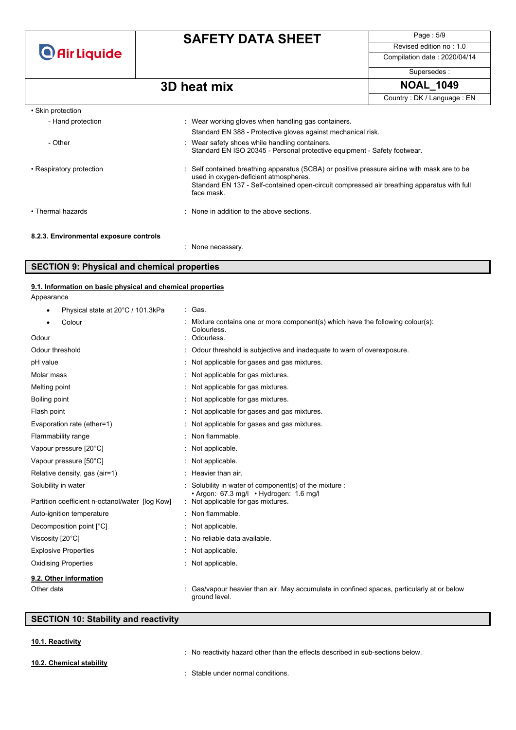- Skin protection

| | |
|---|---|
| - Hand protection | : Wear working gloves when handling gas containers. Standard EN 388 - Protective gloves against mechanical risk. |
| - Other | : Wear safety shoes while handling containers. Standard EN ISO 20345 - Personal protective equipment - Safety footwear. |

- Respiratory protection : Self contained breathing apparatus (SCBA) or positive pressure airline with mask are to be used in oxygen-deficient atmospheres. Standard EN 137 - Self-contained open-circuit compressed air breathing apparatus with full face mask.

- Thermal hazards : None in addition to the above sections.

**8.2.3. Environmental exposure controls**

: None necessary.

## SECTION 9: Physical and chemical properties

### 9.1. Information on basic physical and chemical properties

Appearance

| | |
|---|---|
| • Physical state at 20°C / 101.3kPa | : Gas. |
| • Colour | : Mixture contains one or more component(s) which have the following colour(s): Colourless. |
| Odour | : Odourless. |
| Odour threshold | : Odour threshold is subjective and inadequate to warn of overexposure. |
| pH value | : Not applicable for gases and gas mixtures. |
| Molar mass | : Not applicable for gas mixtures. |
| Melting point | : Not applicable for gas mixtures. |
| Boiling point | : Not applicable for gas mixtures. |
| Flash point | : Not applicable for gases and gas mixtures. |
| Evaporation rate (ether=1) | : Not applicable for gases and gas mixtures. |
| Flammability range | : Non flammable. |
| Vapour pressure [20°C] | : Not applicable. |
| Vapour pressure [50°C] | : Not applicable. |
| Relative density, gas (air=1) | : Heavier than air. |
| Solubility in water | : Solubility in water of component(s) of the mixture : • Argon: 67.3 mg/l • Hydrogen: 1.6 mg/l |
| Partition coefficient n-octanol/water [log Kow] | : Not applicable for gas mixtures. |
| Auto-ignition temperature | : Non flammable. |
| Decomposition point [°C] | : Not applicable. |
| Viscosity [20°C] | : No reliable data available. |
| Explosive Properties | : Not applicable. |
| Oxidising Properties | : Not applicable. |

### 9.2. Other information

| | |
|---|---|
| Other data | : Gas/vapour heavier than air. May accumulate in confined spaces, particularly at or below ground level. |

## SECTION 10: Stability and reactivity

### 10.1. Reactivity

: No reactivity hazard other than the effects described in sub-sections below.

### 10.2. Chemical stability

: Stable under normal conditions.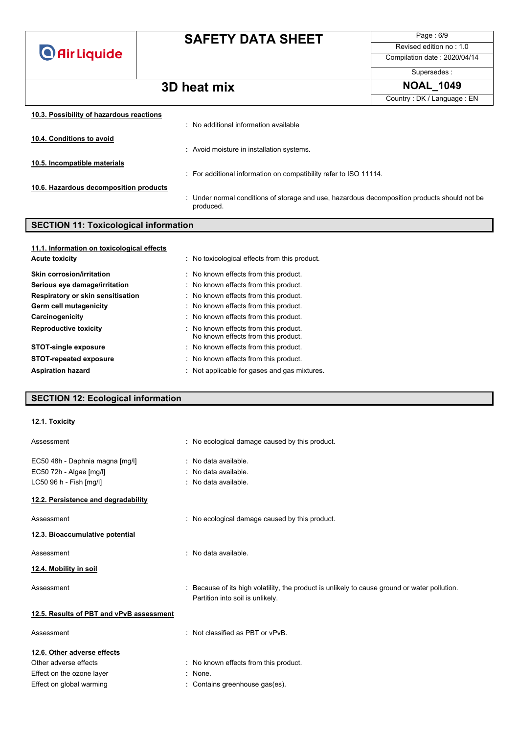#### 10.3. Possibility of hazardous reactions

: No additional information available

#### 10.4. Conditions to avoid

: Avoid moisture in installation systems.

#### 10.5. Incompatible materials

: For additional information on compatibility refer to ISO 11114.

#### 10.6. Hazardous decomposition products

: Under normal conditions of storage and use, hazardous decomposition products should not be produced.

## SECTION 11: Toxicological information

#### 11.1. Information on toxicological effects

| | |
|---|---|
| **Acute toxicity** | : No toxicological effects from this product. |
| **Skin corrosion/irritation** | : No known effects from this product. |
| **Serious eye damage/irritation** | : No known effects from this product. |
| **Respiratory or skin sensitisation** | : No known effects from this product. |
| **Germ cell mutagenicity** | : No known effects from this product. |
| **Carcinogenicity** | : No known effects from this product. |
| **Reproductive toxicity** | : No known effects from this product. No known effects from this product. |
| **STOT-single exposure** | : No known effects from this product. |
| **STOT-repeated exposure** | : No known effects from this product. |
| **Aspiration hazard** | : Not applicable for gases and gas mixtures. |

## SECTION 12: Ecological information

#### 12.1. Toxicity

| | |
|---|---|
| Assessment | : No ecological damage caused by this product. |
| EC50 48h - Daphnia magna [mg/l] | : No data available. |
| EC50 72h - Algae [mg/l] | : No data available. |
| LC50 96 h - Fish [mg/l] | : No data available. |

#### 12.2. Persistence and degradability

| | |
|---|---|
| Assessment | : No ecological damage caused by this product. |

#### 12.3. Bioaccumulative potential

| | |
|---|---|
| Assessment | : No data available. |

#### 12.4. Mobility in soil

| | |
|---|---|
| Assessment | : Because of its high volatility, the product is unlikely to cause ground or water pollution. Partition into soil is unlikely. |

#### 12.5. Results of PBT and vPvB assessment

| | |
|---|---|
| Assessment | : Not classified as PBT or vPvB. |

#### 12.6. Other adverse effects

| | |
|---|---|
| Other adverse effects | : No known effects from this product. |
| Effect on the ozone layer | : None. |
| Effect on global warming | : Contains greenhouse gas(es). |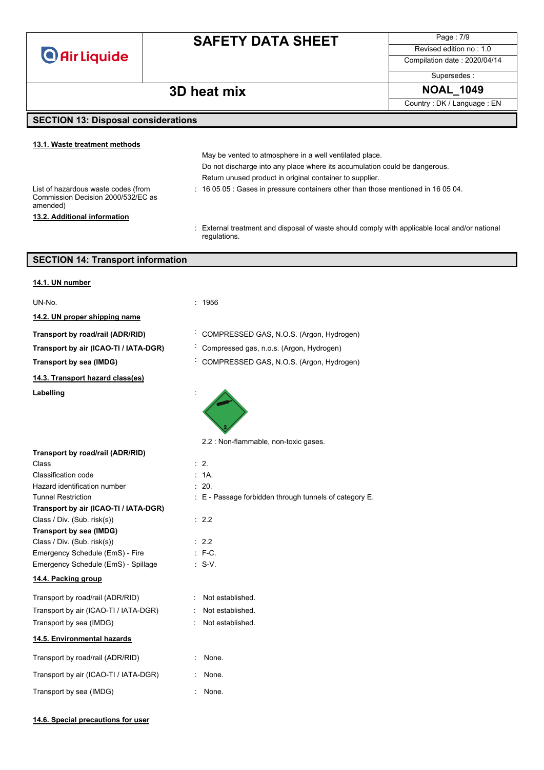## SECTION 13: Disposal considerations

### 13.1. Waste treatment methods

May be vented to atmosphere in a well ventilated place.

Do not discharge into any place where its accumulation could be dangerous.

Return unused product in original container to supplier.

List of hazardous waste codes (from Commission Decision 2000/532/EC as amended) : 16 05 05 : Gases in pressure containers other than those mentioned in 16 05 04.

### 13.2. Additional information

: External treatment and disposal of waste should comply with applicable local and/or national regulations.

## SECTION 14: Transport information

### 14.1. UN number

UN-No. : 1956

### 14.2. UN proper shipping name

**Transport by road/rail (ADR/RID)** : COMPRESSED GAS, N.O.S. (Argon, Hydrogen)

**Transport by air (ICAO-TI / IATA-DGR)** : Compressed gas, n.o.s. (Argon, Hydrogen)

**Transport by sea (IMDG)** : COMPRESSED GAS, N.O.S. (Argon, Hydrogen)

### 14.3. Transport hazard class(es)

**Labelling** :

2.2 : Non-flammable, non-toxic gases.

**Transport by road/rail (ADR/RID)**

Class : 2.

Classification code : 1A.

Hazard identification number : 20.

Tunnel Restriction : E - Passage forbidden through tunnels of category E.

**Transport by air (ICAO-TI / IATA-DGR)**

Class / Div. (Sub. risk(s)) : 2.2

**Transport by sea (IMDG)**

Class / Div. (Sub. risk(s)) : 2.2

Emergency Schedule (EmS) - Fire : F-C.

Emergency Schedule (EmS) - Spillage : S-V.

### 14.4. Packing group

Transport by road/rail (ADR/RID) : Not established.

Transport by air (ICAO-TI / IATA-DGR) : Not established.

Transport by sea (IMDG) : Not established.

### 14.5. Environmental hazards

Transport by road/rail (ADR/RID) : None.

Transport by air (ICAO-TI / IATA-DGR) : None.

Transport by sea (IMDG) : None.

### 14.6. Special precautions for user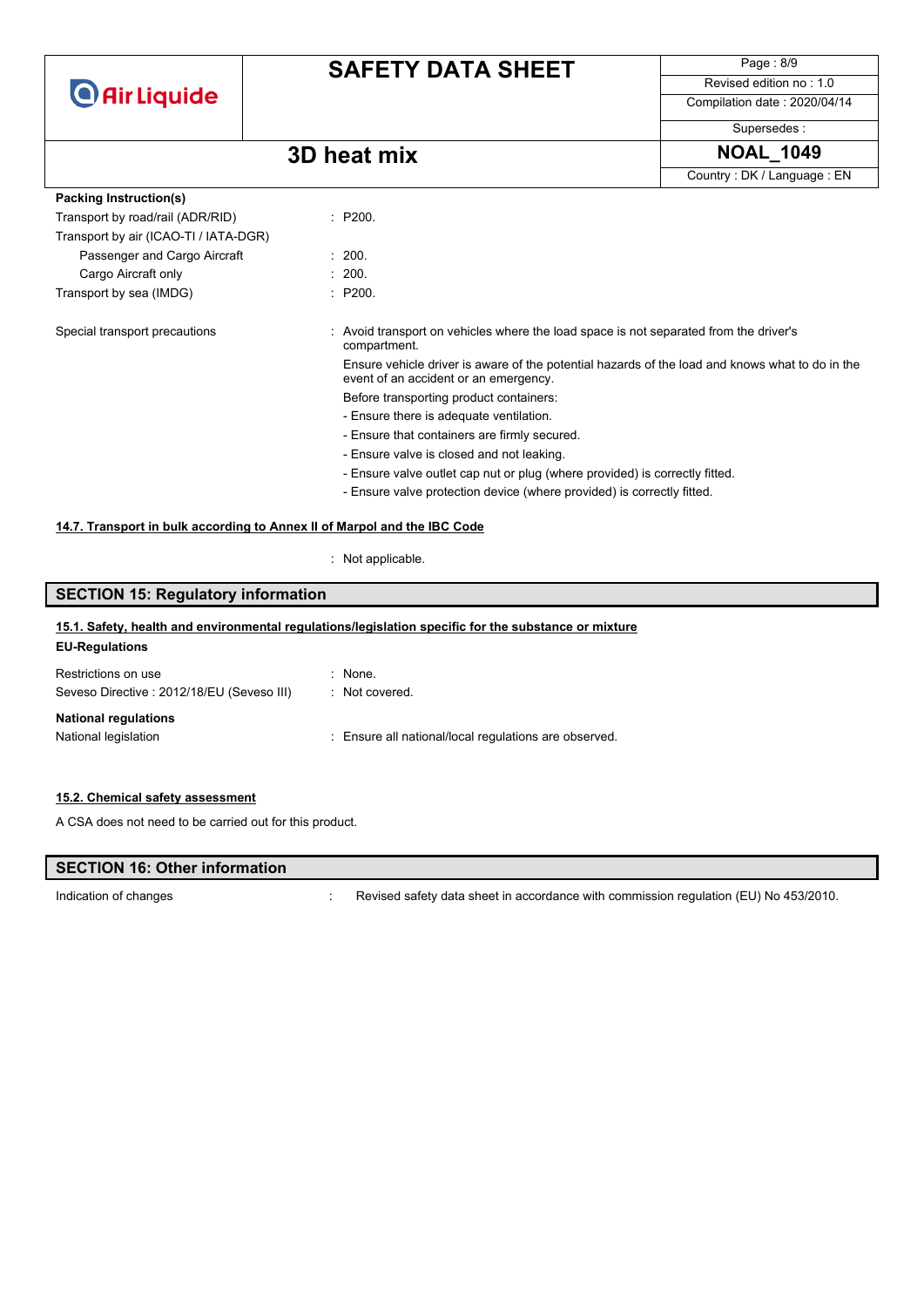**Packing Instruction(s)**

| | |
|---|---|
| Transport by road/rail (ADR/RID) | : P200. |
| Transport by air (ICAO-TI / IATA-DGR) | |
| Passenger and Cargo Aircraft | : 200. |
| Cargo Aircraft only | : 200. |
| Transport by sea (IMDG) | : P200. |

Special transport precautions : Avoid transport on vehicles where the load space is not separated from the driver's compartment.

Ensure vehicle driver is aware of the potential hazards of the load and knows what to do in the event of an accident or an emergency.

Before transporting product containers:

- Ensure there is adequate ventilation.
- Ensure that containers are firmly secured.
- Ensure valve is closed and not leaking.
- Ensure valve outlet cap nut or plug (where provided) is correctly fitted.
- Ensure valve protection device (where provided) is correctly fitted.

### 14.7. Transport in bulk according to Annex II of Marpol and the IBC Code

: Not applicable.

## SECTION 15: Regulatory information

### 15.1. Safety, health and environmental regulations/legislation specific for the substance or mixture

**EU-Regulations**

| | |
|---|---|
| Restrictions on use | : None. |
| Seveso Directive : 2012/18/EU (Seveso III) | : Not covered. |

**National regulations**

National legislation : Ensure all national/local regulations are observed.

### 15.2. Chemical safety assessment

A CSA does not need to be carried out for this product.

## SECTION 16: Other information

Indication of changes : Revised safety data sheet in accordance with commission regulation (EU) No 453/2010.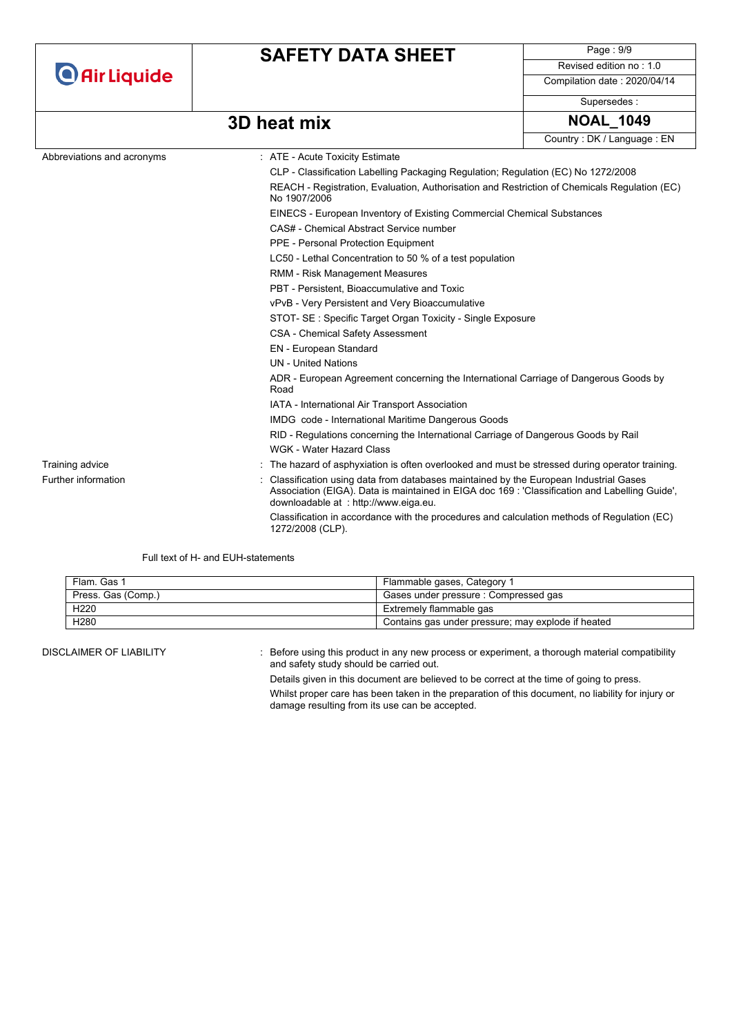Abbreviations and acronyms : ATE - Acute Toxicity Estimate

CLP - Classification Labelling Packaging Regulation; Regulation (EC) No 1272/2008

REACH - Registration, Evaluation, Authorisation and Restriction of Chemicals Regulation (EC) No 1907/2006

EINECS - European Inventory of Existing Commercial Chemical Substances

CAS# - Chemical Abstract Service number

PPE - Personal Protection Equipment

LC50 - Lethal Concentration to 50 % of a test population

RMM - Risk Management Measures

PBT - Persistent, Bioaccumulative and Toxic

vPvB - Very Persistent and Very Bioaccumulative

STOT- SE : Specific Target Organ Toxicity - Single Exposure

CSA - Chemical Safety Assessment

EN - European Standard

UN - United Nations

ADR - European Agreement concerning the International Carriage of Dangerous Goods by Road

IATA - International Air Transport Association

IMDG code - International Maritime Dangerous Goods

RID - Regulations concerning the International Carriage of Dangerous Goods by Rail

WGK - Water Hazard Class

Training advice : The hazard of asphyxiation is often overlooked and must be stressed during operator training.

Further information : Classification using data from databases maintained by the European Industrial Gases Association (EIGA). Data is maintained in EIGA doc 169 : 'Classification and Labelling Guide', downloadable at : http://www.eiga.eu.

Classification in accordance with the procedures and calculation methods of Regulation (EC) 1272/2008 (CLP).

Full text of H- and EUH-statements

| | |
|---|---|
| Flam. Gas 1 | Flammable gases, Category 1 |
| Press. Gas (Comp.) | Gases under pressure : Compressed gas |
| H220 | Extremely flammable gas |
| H280 | Contains gas under pressure; may explode if heated |

DISCLAIMER OF LIABILITY : Before using this product in any new process or experiment, a thorough material compatibility and safety study should be carried out.

Details given in this document are believed to be correct at the time of going to press.

Whilst proper care has been taken in the preparation of this document, no liability for injury or damage resulting from its use can be accepted.